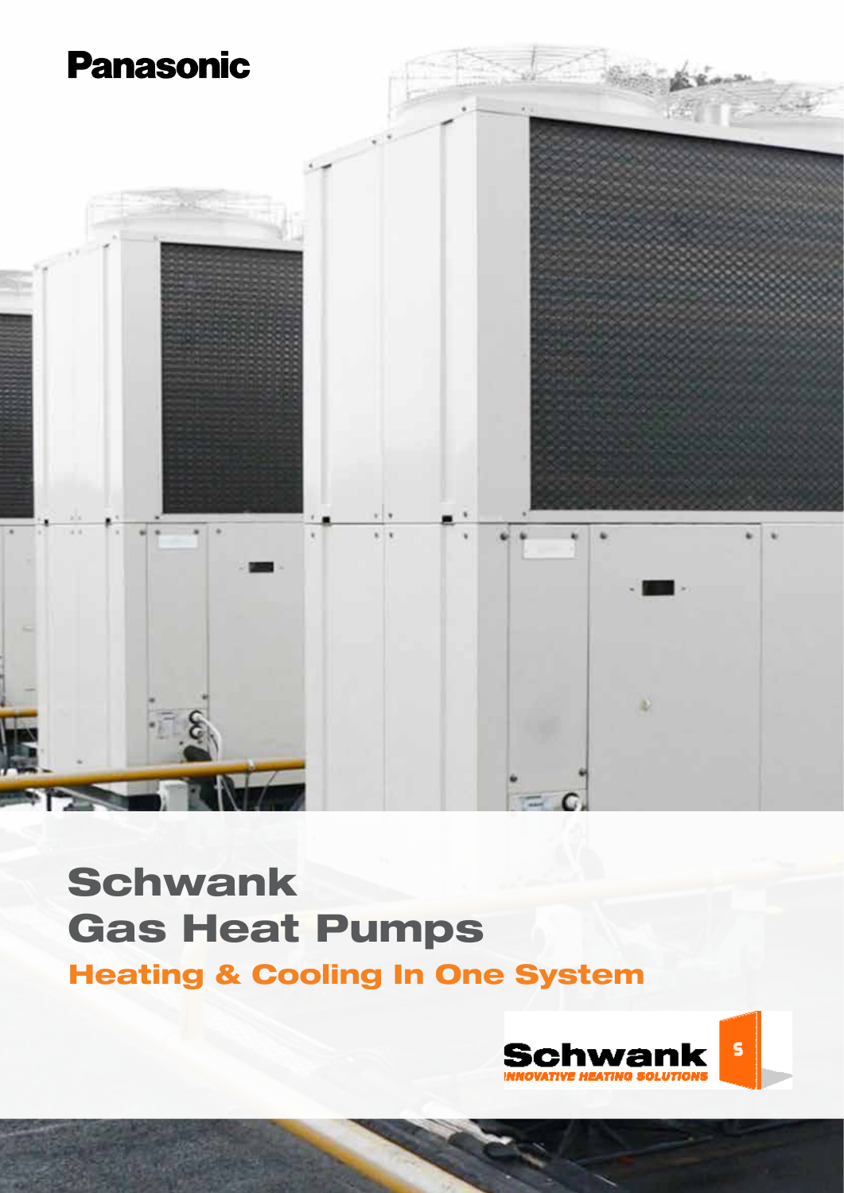Panasonic

# Schwank Gas Heat Pumps

## Heating & Cooling In One System

Schwank
INNOVATIVE HEATING SOLUTIONS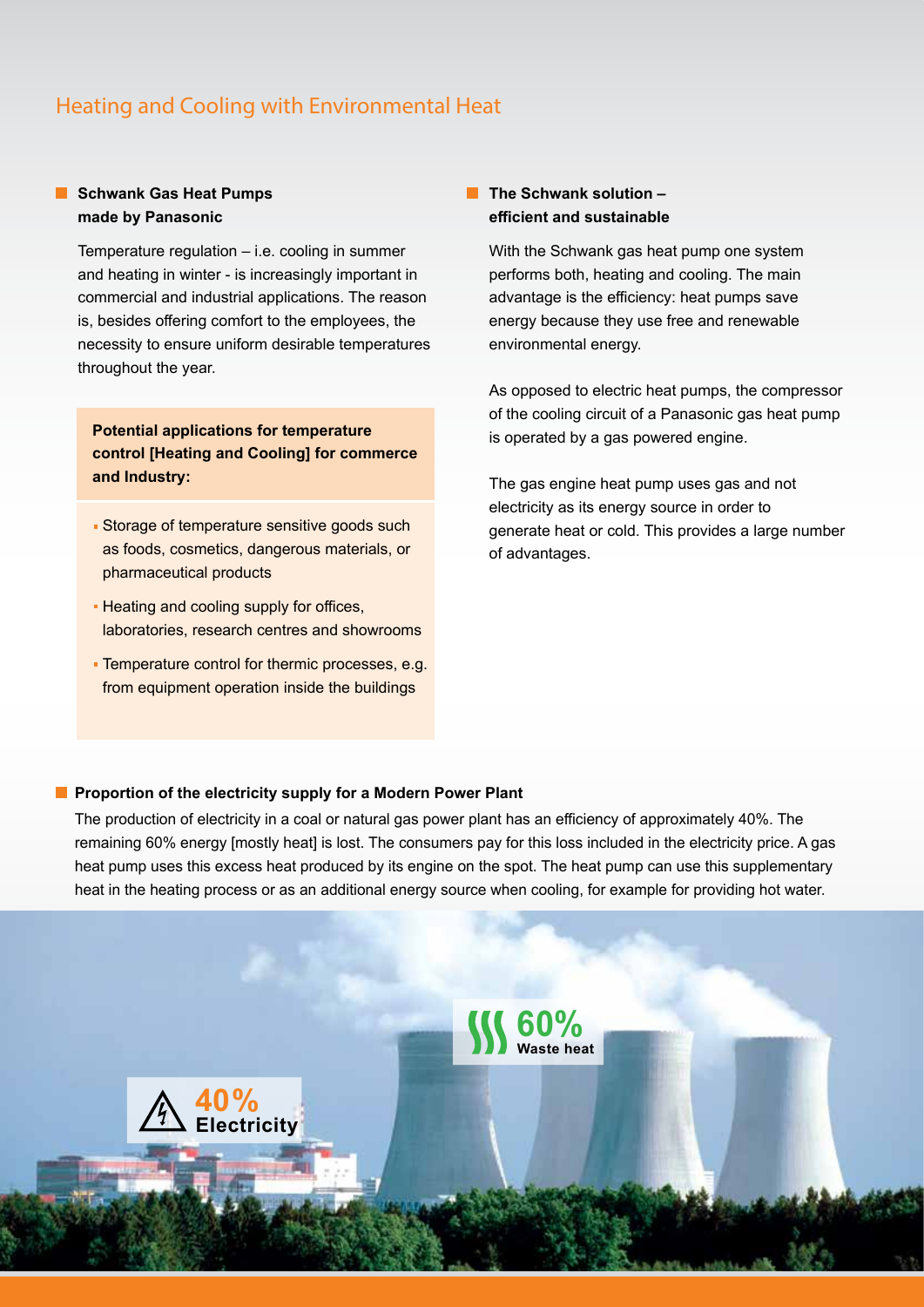## Heating and Cooling with Environmental Heat

### Schwank Gas Heat Pumps made by Panasonic

Temperature regulation – i.e. cooling in summer and heating in winter - is increasingly important in commercial and industrial applications. The reason is, besides offering comfort to the employees, the necessity to ensure uniform desirable temperatures throughout the year.

**Potential applications for temperature control [Heating and Cooling] for commerce and Industry:**

- Storage of temperature sensitive goods such as foods, cosmetics, dangerous materials, or pharmaceutical products
- Heating and cooling supply for offices, laboratories, research centres and showrooms
- Temperature control for thermic processes, e.g. from equipment operation inside the buildings

### The Schwank solution – efficient and sustainable

With the Schwank gas heat pump one system performs both, heating and cooling. The main advantage is the efficiency: heat pumps save energy because they use free and renewable environmental energy.

As opposed to electric heat pumps, the compressor of the cooling circuit of a Panasonic gas heat pump is operated by a gas powered engine.

The gas engine heat pump uses gas and not electricity as its energy source in order to generate heat or cold. This provides a large number of advantages.

### Proportion of the electricity supply for a Modern Power Plant

The production of electricity in a coal or natural gas power plant has an efficiency of approximately 40%. The remaining 60% energy [mostly heat] is lost. The consumers pay for this loss included in the electricity price. A gas heat pump uses this excess heat produced by its engine on the spot. The heat pump can use this supplementary heat in the heating process or as an additional energy source when cooling, for example for providing hot water.

60% Waste heat

40% Electricity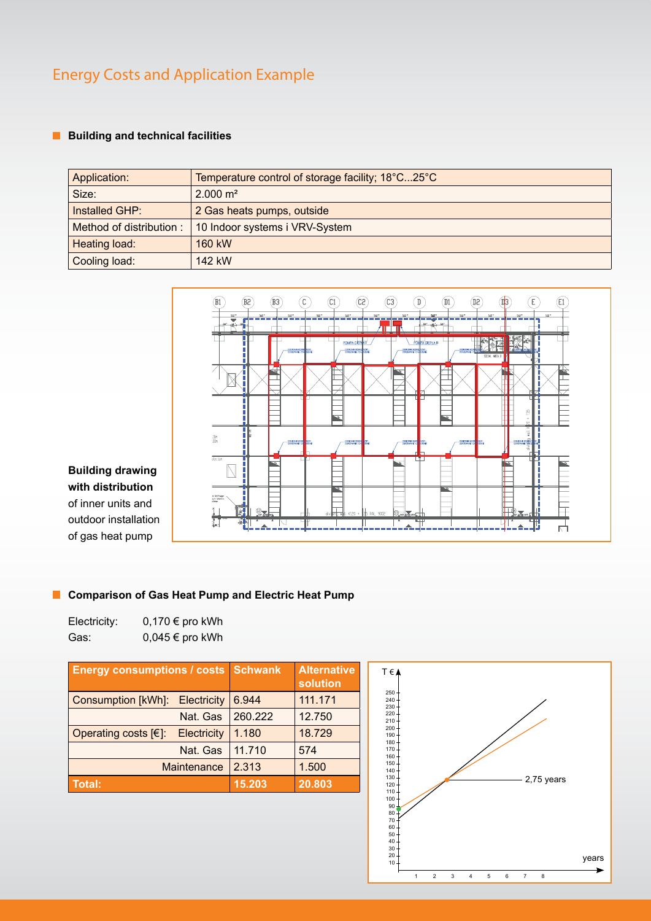# Energy Costs and Application Example

## Building and technical facilities

| Application: | Temperature control of storage facility; 18°C...25°C |
|---|---|
| Size: | 2.000 m² |
| Installed GHP: | 2 Gas heats pumps, outside |
| Method of distribution : | 10 Indoor systems i VRV-System |
| Heating load: | 160 kW |
| Cooling load: | 142 kW |

**Building drawing with distribution** of inner units and outdoor installation of gas heat pump

## Comparison of Gas Heat Pump and Electric Heat Pump

Electricity: 0,170 € pro kWh
Gas: 0,045 € pro kWh

| Energy consumptions / costs | | Schwank | Alternative solution |
|---|---|---|---|
| Consumption [kWh]: | Electricity | 6.944 | 111.171 |
| | Nat. Gas | 260.222 | 12.750 |
| Operating costs [€]: | Electricity | 1.180 | 18.729 |
| | Nat. Gas | 11.710 | 574 |
| | Maintenance | 2.313 | 1.500 |
| **Total:** | | **15.203** | **20.803** |

T € — 2,75 years — years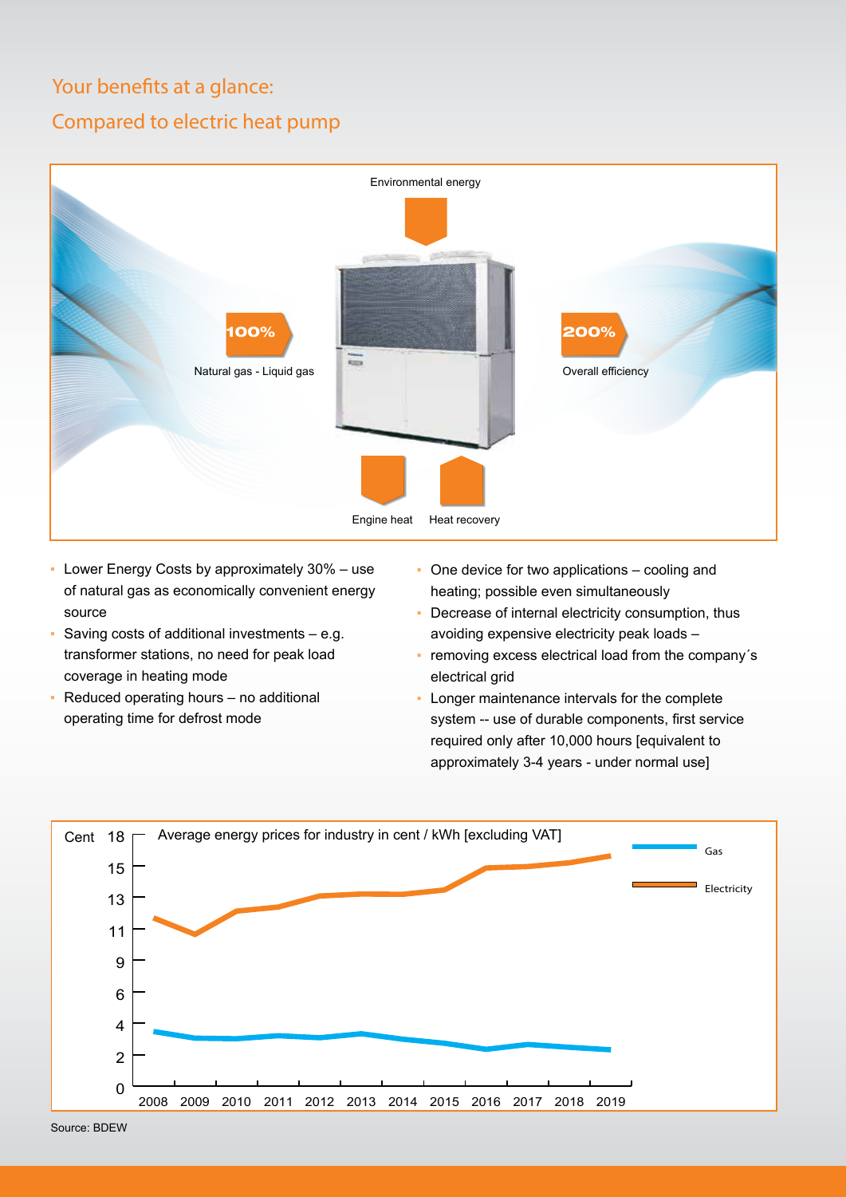## Your benefits at a glance:
## Compared to electric heat pump

Environmental energy

**100%**
Natural gas - Liquid gas

**200%**
Overall efficiency

Engine heat    Heat recovery

- Lower Energy Costs by approximately 30% – use of natural gas as economically convenient energy source
- Saving costs of additional investments – e.g. transformer stations, no need for peak load coverage in heating mode
- Reduced operating hours – no additional operating time for defrost mode
- One device for two applications – cooling and heating; possible even simultaneously
- Decrease of internal electricity consumption, thus avoiding expensive electricity peak loads –
- removing excess electrical load from the company´s electrical grid
- Longer maintenance intervals for the complete system -- use of durable components, first service required only after 10,000 hours [equivalent to approximately 3-4 years - under normal use]

Average energy prices for industry in cent / kWh [excluding VAT]

Cent: 0, 2, 4, 6, 9, 11, 13, 15, 18

2008 2009 2010 2011 2012 2013 2014 2015 2016 2017 2018 2019

Gas
Electricity

Source: BDEW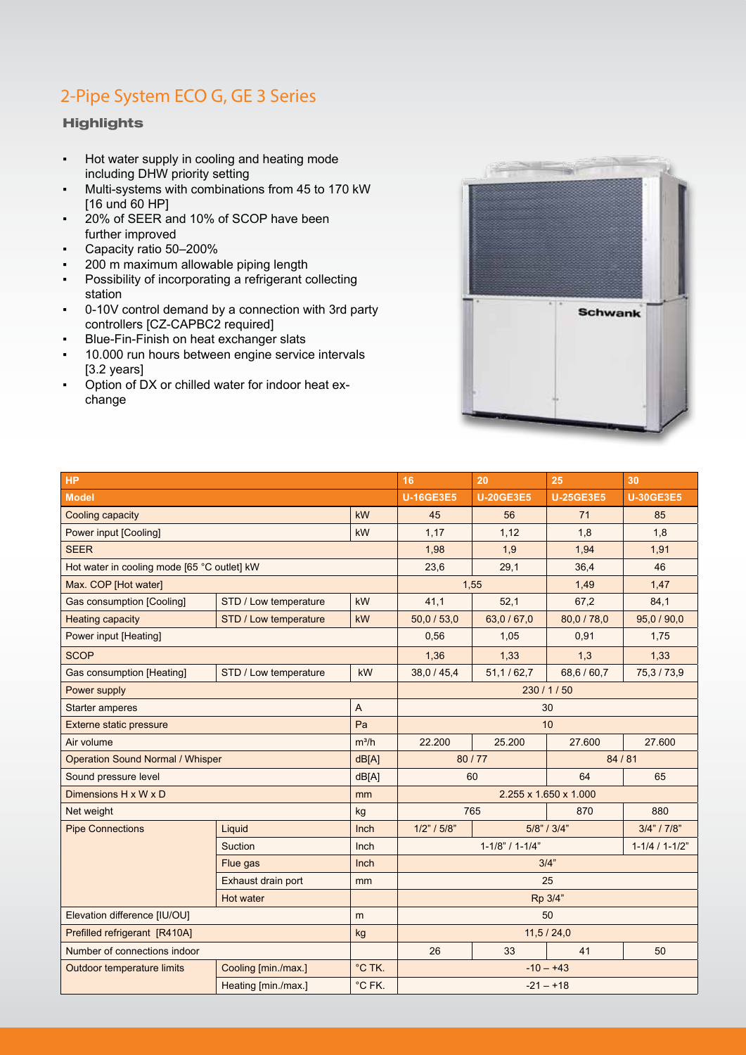# 2-Pipe System ECO G, GE 3 Series

### Highlights

- Hot water supply in cooling and heating mode including DHW priority setting
- Multi-systems with combinations from 45 to 170 kW [16 und 60 HP]
- 20% of SEER and 10% of SCOP have been further improved
- Capacity ratio 50–200%
- 200 m maximum allowable piping length
- Possibility of incorporating a refrigerant collecting station
- 0-10V control demand by a connection with 3rd party controllers [CZ-CAPBC2 required]
- Blue-Fin-Finish on heat exchanger slats
- 10.000 run hours between engine service intervals [3.2 years]
- Option of DX or chilled water for indoor heat ex-change

| HP | | | 16 | 20 | 25 | 30 |
|---|---|---|---|---|---|---|
| **Model** | | | **U-16GE3E5** | **U-20GE3E5** | **U-25GE3E5** | **U-30GE3E5** |
| Cooling capacity | | kW | 45 | 56 | 71 | 85 |
| Power input [Cooling] | | kW | 1,17 | 1,12 | 1,8 | 1,8 |
| SEER | | | 1,98 | 1,9 | 1,94 | 1,91 |
| Hot water in cooling mode [65 °C outlet] kW | | | 23,6 | 29,1 | 36,4 | 46 |
| Max. COP [Hot water] | | | 1,55 | | 1,49 | 1,47 |
| Gas consumption [Cooling] | STD / Low temperature | kW | 41,1 | 52,1 | 67,2 | 84,1 |
| Heating capacity | STD / Low temperature | kW | 50,0 / 53,0 | 63,0 / 67,0 | 80,0 / 78,0 | 95,0 / 90,0 |
| Power input [Heating] | | | 0,56 | 1,05 | 0,91 | 1,75 |
| SCOP | | | 1,36 | 1,33 | 1,3 | 1,33 |
| Gas consumption [Heating] | STD / Low temperature | kW | 38,0 / 45,4 | 51,1 / 62,7 | 68,6 / 60,7 | 75,3 / 73,9 |
| Power supply | | | 230 / 1 / 50 | | | |
| Starter amperes | | A | 30 | | | |
| Externe static pressure | | Pa | 10 | | | |
| Air volume | | m³/h | 22.200 | 25.200 | 27.600 | 27.600 |
| Operation Sound Normal / Whisper | | dB[A] | 80 / 77 | | 84 / 81 | |
| Sound pressure level | | dB[A] | 60 | | 64 | 65 |
| Dimensions H x W x D | | mm | 2.255 x 1.650 x 1.000 | | | |
| Net weight | | kg | 765 | | 870 | 880 |
| Pipe Connections | Liquid | Inch | 1/2" / 5/8" | 5/8" / 3/4" | | 3/4" / 7/8" |
| | Suction | Inch | 1-1/8" / 1-1/4" | | | 1-1/4 / 1-1/2" |
| | Flue gas | Inch | 3/4" | | | |
| | Exhaust drain port | mm | 25 | | | |
| | Hot water | | Rp 3/4" | | | |
| Elevation difference [IU/OU] | | m | 50 | | | |
| Prefilled refrigerant [R410A] | | kg | 11,5 / 24,0 | | | |
| Number of connections indoor | | | 26 | 33 | 41 | 50 |
| Outdoor temperature limits | Cooling [min./max.] | °C TK. | -10 – +43 | | | |
| | Heating [min./max.] | °C FK. | -21 – +18 | | | |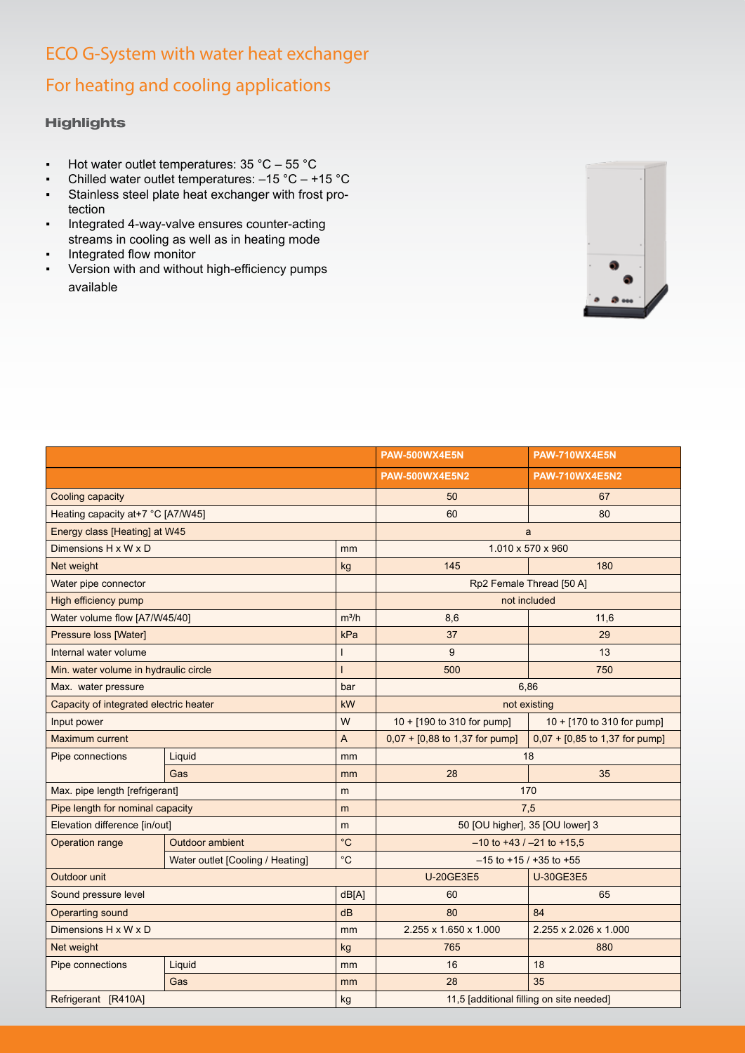# ECO G-System with water heat exchanger

## For heating and cooling applications

### Highlights

- Hot water outlet temperatures: 35 °C – 55 °C
- Chilled water outlet temperatures: –15 °C – +15 °C
- Stainless steel plate heat exchanger with frost protection
- Integrated 4-way-valve ensures counter-acting streams in cooling as well as in heating mode
- Integrated flow monitor
- Version with and without high-efficiency pumps available

| | | | PAW-500WX4E5N | PAW-710WX4E5N |
|---|---|---|---|---|
| | | | PAW-500WX4E5N2 | PAW-710WX4E5N2 |
| Cooling capacity | | | 50 | 67 |
| Heating capacity at+7 °C [A7/W45] | | | 60 | 80 |
| Energy class [Heating] at W45 | | | a | |
| Dimensions H x W x D | | mm | 1.010 x 570 x 960 | |
| Net weight | | kg | 145 | 180 |
| Water pipe connector | | | Rp2 Female Thread [50 A] | |
| High efficiency pump | | | not included | |
| Water volume flow [A7/W45/40] | | m³/h | 8,6 | 11,6 |
| Pressure loss [Water] | | kPa | 37 | 29 |
| Internal water volume | | l | 9 | 13 |
| Min. water volume in hydraulic circle | | l | 500 | 750 |
| Max. water pressure | | bar | 6,86 | |
| Capacity of integrated electric heater | | kW | not existing | |
| Input power | | W | 10 + [190 to 310 for pump] | 10 + [170 to 310 for pump] |
| Maximum current | | A | 0,07 + [0,88 to 1,37 for pump] | 0,07 + [0,85 to 1,37 for pump] |
| Pipe connections | Liquid | mm | 18 | |
| | Gas | mm | 28 | 35 |
| Max. pipe length [refrigerant] | | m | 170 | |
| Pipe length for nominal capacity | | m | 7,5 | |
| Elevation difference [in/out] | | m | 50 [OU higher], 35 [OU lower] 3 | |
| Operation range | Outdoor ambient | °C | –10 to +43 / –21 to +15,5 | |
| | Water outlet [Cooling / Heating] | °C | –15 to +15 / +35 to +55 | |
| Outdoor unit | | | U-20GE3E5 | U-30GE3E5 |
| Sound pressure level | | dB[A] | 60 | 65 |
| Operarting sound | | dB | 80 | 84 |
| Dimensions H x W x D | | mm | 2.255 x 1.650 x 1.000 | 2.255 x 2.026 x 1.000 |
| Net weight | | kg | 765 | 880 |
| Pipe connections | Liquid | mm | 16 | 18 |
| | Gas | mm | 28 | 35 |
| Refrigerant [R410A] | | kg | 11,5 [additional filling on site needed] | |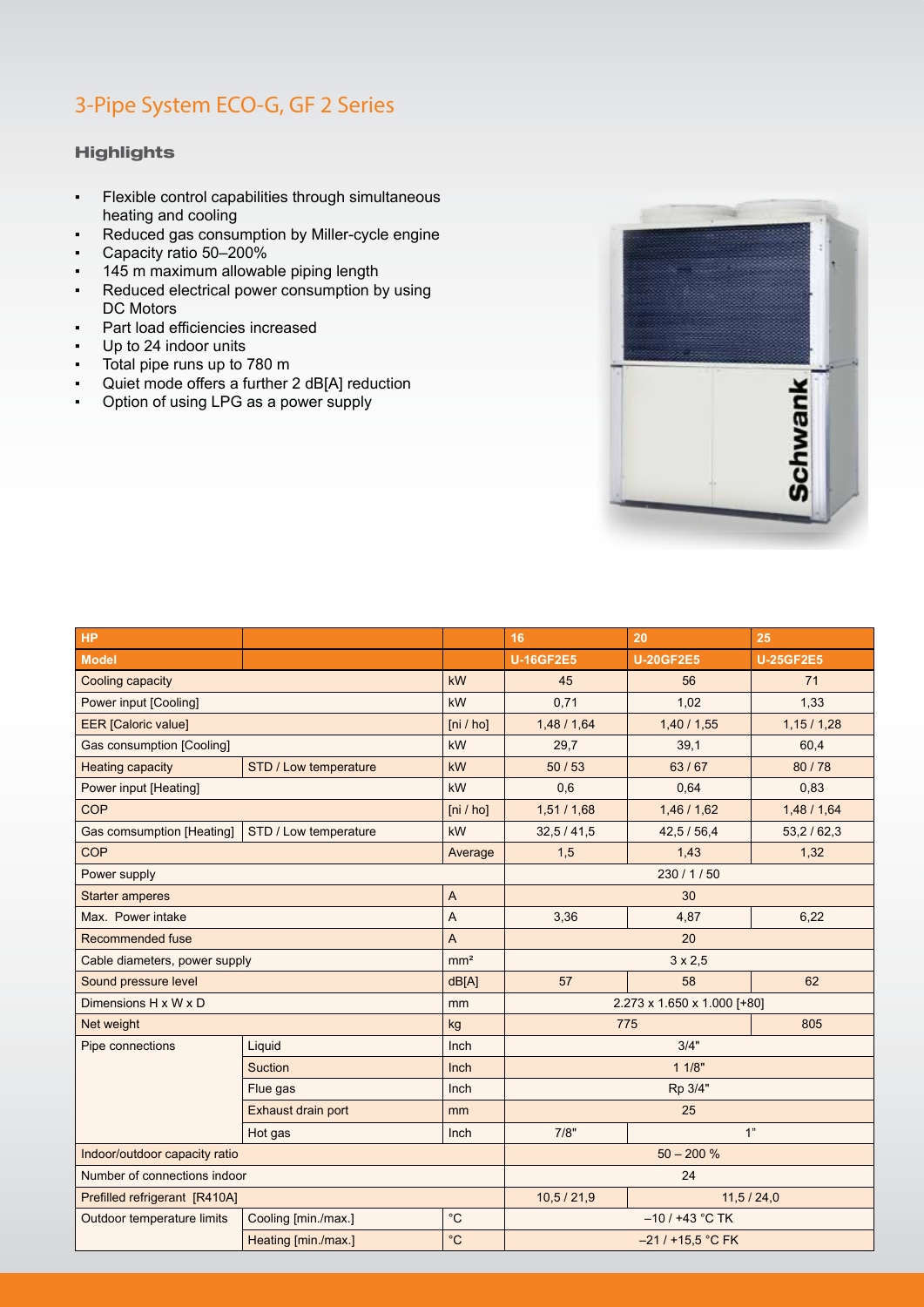# 3-Pipe System ECO-G, GF 2 Series

### Highlights

- Flexible control capabilities through simultaneous heating and cooling
- Reduced gas consumption by Miller-cycle engine
- Capacity ratio 50–200%
- 145 m maximum allowable piping length
- Reduced electrical power consumption by using DC Motors
- Part load efficiencies increased
- Up to 24 indoor units
- Total pipe runs up to 780 m
- Quiet mode offers a further 2 dB[A] reduction
- Option of using LPG as a power supply

| HP | | | 16 | 20 | 25 |
|---|---|---|---|---|---|
| **Model** | | | **U-16GF2E5** | **U-20GF2E5** | **U-25GF2E5** |
| Cooling capacity | | kW | 45 | 56 | 71 |
| Power input [Cooling] | | kW | 0,71 | 1,02 | 1,33 |
| EER [Caloric value] | | [ni / ho] | 1,48 / 1,64 | 1,40 / 1,55 | 1,15 / 1,28 |
| Gas consumption [Cooling] | | kW | 29,7 | 39,1 | 60,4 |
| Heating capacity | STD / Low temperature | kW | 50 / 53 | 63 / 67 | 80 / 78 |
| Power input [Heating] | | kW | 0,6 | 0,64 | 0,83 |
| COP | | [ni / ho] | 1,51 / 1,68 | 1,46 / 1,62 | 1,48 / 1,64 |
| Gas comsumption [Heating] | STD / Low temperature | kW | 32,5 / 41,5 | 42,5 / 56,4 | 53,2 / 62,3 |
| COP | | Average | 1,5 | 1,43 | 1,32 |
| Power supply | | | 230 / 1 / 50 | | |
| Starter amperes | | A | 30 | | |
| Max. Power intake | | A | 3,36 | 4,87 | 6,22 |
| Recommended fuse | | A | 20 | | |
| Cable diameters, power supply | | mm² | 3 x 2,5 | | |
| Sound pressure level | | dB[A] | 57 | 58 | 62 |
| Dimensions H x W x D | | mm | 2.273 x 1.650 x 1.000 [+80] | | |
| Net weight | | kg | 775 | | 805 |
| Pipe connections | Liquid | Inch | 3/4" | | |
| | Suction | Inch | 1 1/8" | | |
| | Flue gas | Inch | Rp 3/4" | | |
| | Exhaust drain port | mm | 25 | | |
| | Hot gas | Inch | 7/8" | 1" | |
| Indoor/outdoor capacity ratio | | | 50 – 200 % | | |
| Number of connections indoor | | | 24 | | |
| Prefilled refrigerant [R410A] | | | 10,5 / 21,9 | 11,5 / 24,0 | |
| Outdoor temperature limits | Cooling [min./max.] | °C | –10 / +43 °C TK | | |
| | Heating [min./max.] | °C | –21 / +15,5 °C FK | | |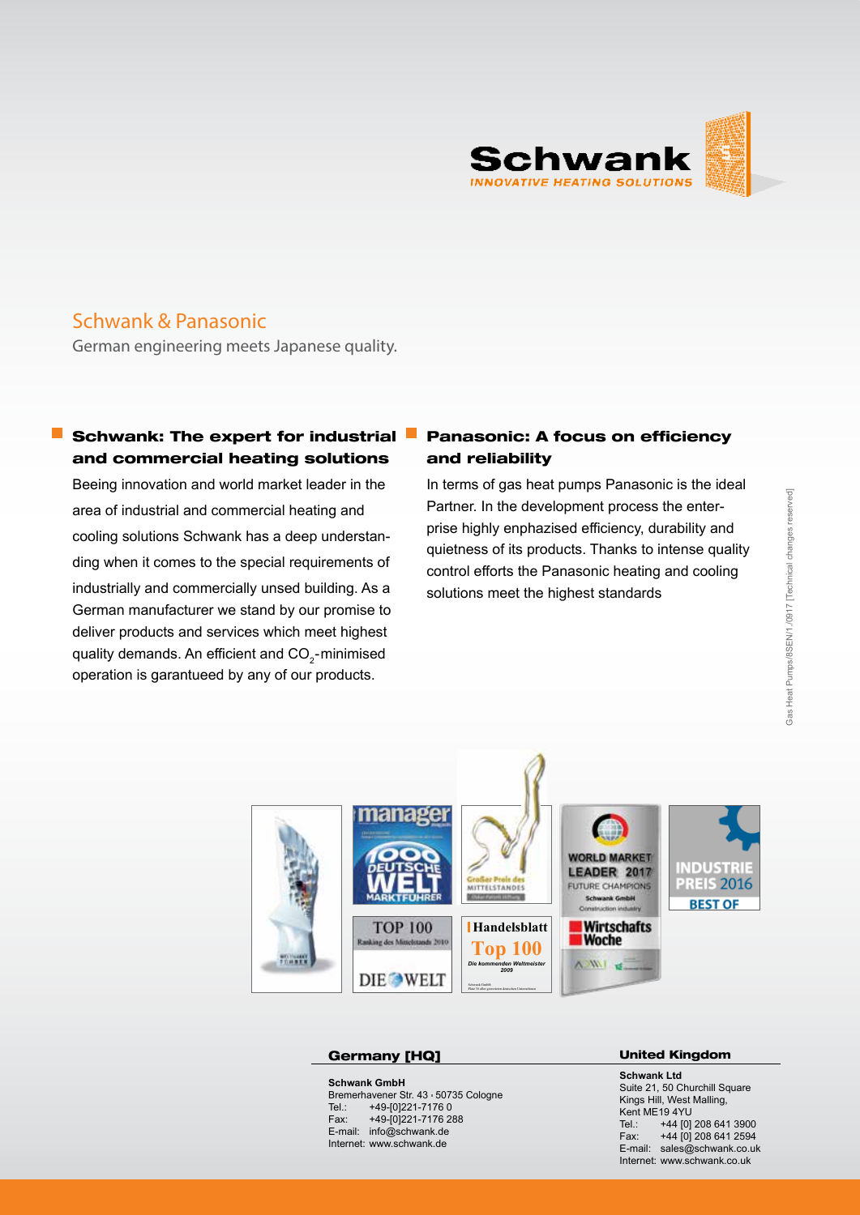Schwank
INNOVATIVE HEATING SOLUTIONS

## Schwank & Panasonic

German engineering meets Japanese quality.

### Schwank: The expert for industrial and commercial heating solutions

Beeing innovation and world market leader in the area of industrial and commercial heating and cooling solutions Schwank has a deep understanding when it comes to the special requirements of industrially and commercially unsed building. As a German manufacturer we stand by our promise to deliver products and services which meet highest quality demands. An efficient and $CO_2$-minimised operation is garantueed by any of our products.

### Panasonic: A focus on efficiency and reliability

In terms of gas heat pumps Panasonic is the ideal Partner. In the development process the enterprise highly enphazised efficiency, durability and quietness of its products. Thanks to intense quality control efforts the Panasonic heating and cooling solutions meet the highest standards

Gas Heat Pumps/8SEN/1./0917 [Technical changes reserved]

manager magazin – 1000 Deutsche Welt Marktführer
TOP 100 Ranking des Mittelstands 2010 – DIE WELT
Großer Preis des Mittelstandes
Handelsblatt Top 100 – Die kommenden Weltmeister 2009
WORLD MARKET LEADER 2017 – FUTURE CHAMPIONS – Schwank GmbH – Construction industry
Wirtschafts Woche
INDUSTRIE PREIS 2016 – BEST OF

**Germany [HQ]**

**Schwank GmbH**
Bremerhavener Str. 43 › 50735 Cologne
Tel.: +49-[0]221-7176 0
Fax: +49-[0]221-7176 288
E-mail: info@schwank.de
Internet: www.schwank.de

**United Kingdom**

**Schwank Ltd**
Suite 21, 50 Churchill Square
Kings Hill, West Malling,
Kent ME19 4YU
Tel.: +44 [0] 208 641 3900
Fax: +44 [0] 208 641 2594
E-mail: sales@schwank.co.uk
Internet: www.schwank.co.uk